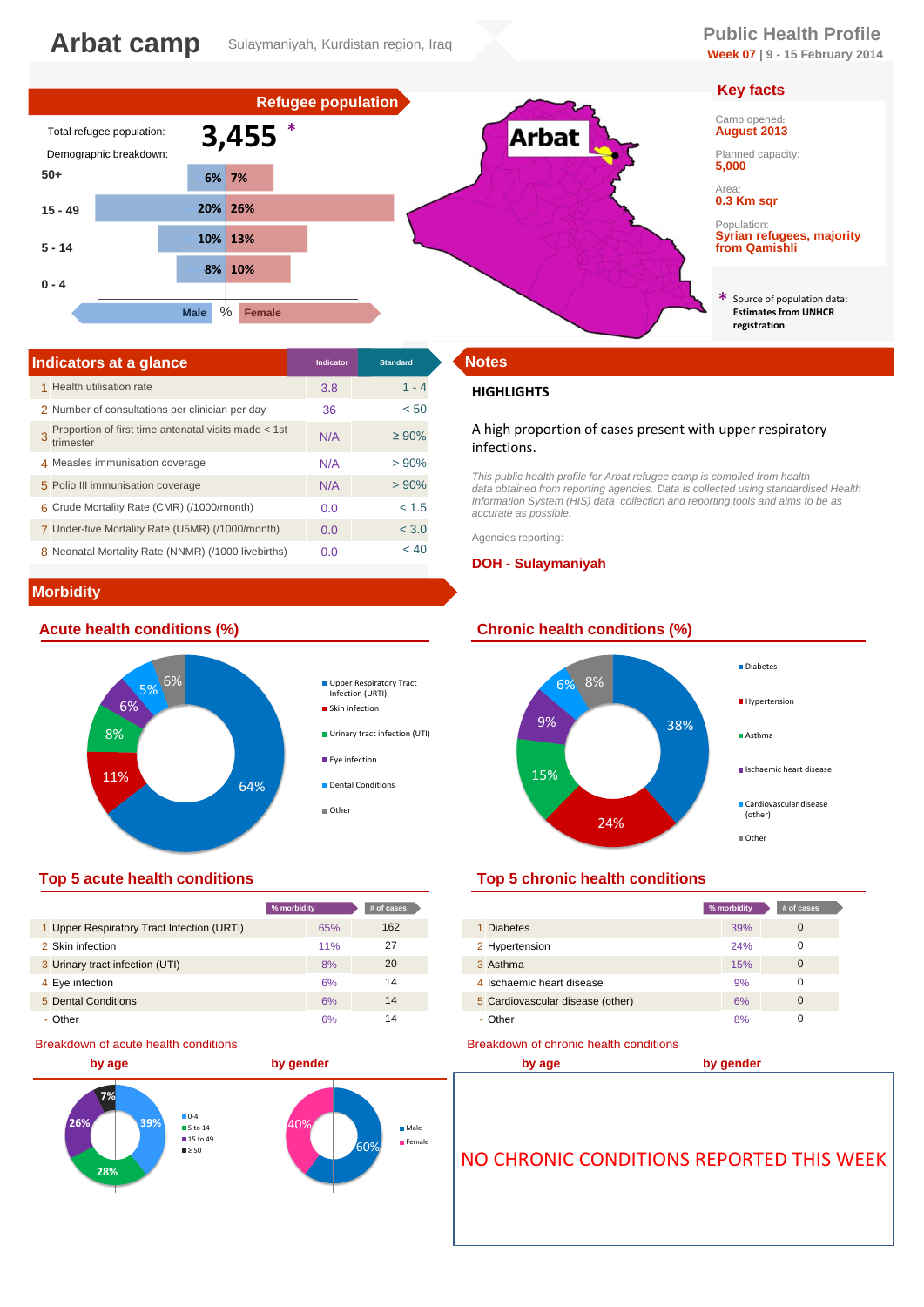# Arbat camp

Sulaymaniyah, Kurdistan region, Iraq

**Public Health Profile**
**Week 07 | 9 - 15 February 2014**

## Refugee population

Total refugee population: **3,455** *

Demographic breakdown:

| Age | Male | Female |
|---|---|---|
| 50+ | 6% | 7% |
| 15 - 49 | 20% | 26% |
| 5 - 14 | 10% | 13% |
| 0 - 4 | 8% | 10% |

## Key facts

Camp opened: **August 2013**

Planned capacity: **5,000**

Area: **0.3 Km sqr**

Population: **Syrian refugees, majority from Qamishli**

* Source of population data: **Estimates from UNHCR registration**

## Indicators at a glance

| | Indicator | Indicator | Standard |
|---|---|---|---|
| 1 | Health utilisation rate | 3.8 | 1 - 4 |
| 2 | Number of consultations per clinician per day | 36 | < 50 |
| 3 | Proportion of first time antenatal visits made < 1st trimester | N/A | ≥ 90% |
| 4 | Measles immunisation coverage | N/A | > 90% |
| 5 | Polio III immunisation coverage | N/A | > 90% |
| 6 | Crude Mortality Rate (CMR) (/1000/month) | 0.0 | < 1.5 |
| 7 | Under-five Mortality Rate (U5MR) (/1000/month) | 0.0 | < 3.0 |
| 8 | Neonatal Mortality Rate (NNMR) (/1000 livebirths) | 0.0 | < 40 |

## Notes

**HIGHLIGHTS**

A high proportion of cases present with upper respiratory infections.

*This public health profile for Arbat refugee camp is compiled from health data obtained from reporting agencies. Data is collected using standardised Health Information System (HIS) data collection and reporting tools and aims to be as accurate as possible.*

Agencies reporting:

**DOH - Sulaymaniyah**

## Morbidity

### Acute health conditions (%)

Upper Respiratory Tract Infection (URTI) 64%, Skin infection 11%, Urinary tract infection (UTI) 8%, Eye infection 6%, Dental Conditions 5%, Other 6%

### Chronic health conditions (%)

Diabetes 38%, Hypertension 24%, Asthma 15%, Ischaemic heart disease 9%, Cardiovascular disease (other) 6%, Other 8%

### Top 5 acute health conditions

| | | % morbidity | # of cases |
|---|---|---|---|
| 1 | Upper Respiratory Tract Infection (URTI) | 65% | 162 |
| 2 | Skin infection | 11% | 27 |
| 3 | Urinary tract infection (UTI) | 8% | 20 |
| 4 | Eye infection | 6% | 14 |
| 5 | Dental Conditions | 6% | 14 |
| - | Other | 6% | 14 |

### Top 5 chronic health conditions

| | | % morbidity | # of cases |
|---|---|---|---|
| 1 | Diabetes | 39% | 0 |
| 2 | Hypertension | 24% | 0 |
| 3 | Asthma | 15% | 0 |
| 4 | Ischaemic heart disease | 9% | 0 |
| 5 | Cardiovascular disease (other) | 6% | 0 |
| - | Other | 8% | 0 |

### Breakdown of acute health conditions

**by age:** 0-4: 39%, 5 to 14: 28%, 15 to 49: 26%, ≥ 50: 7%

**by gender:** Male: 60%, Female: 40%

### Breakdown of chronic health conditions

**by age** **by gender**

NO CHRONIC CONDITIONS REPORTED THIS WEEK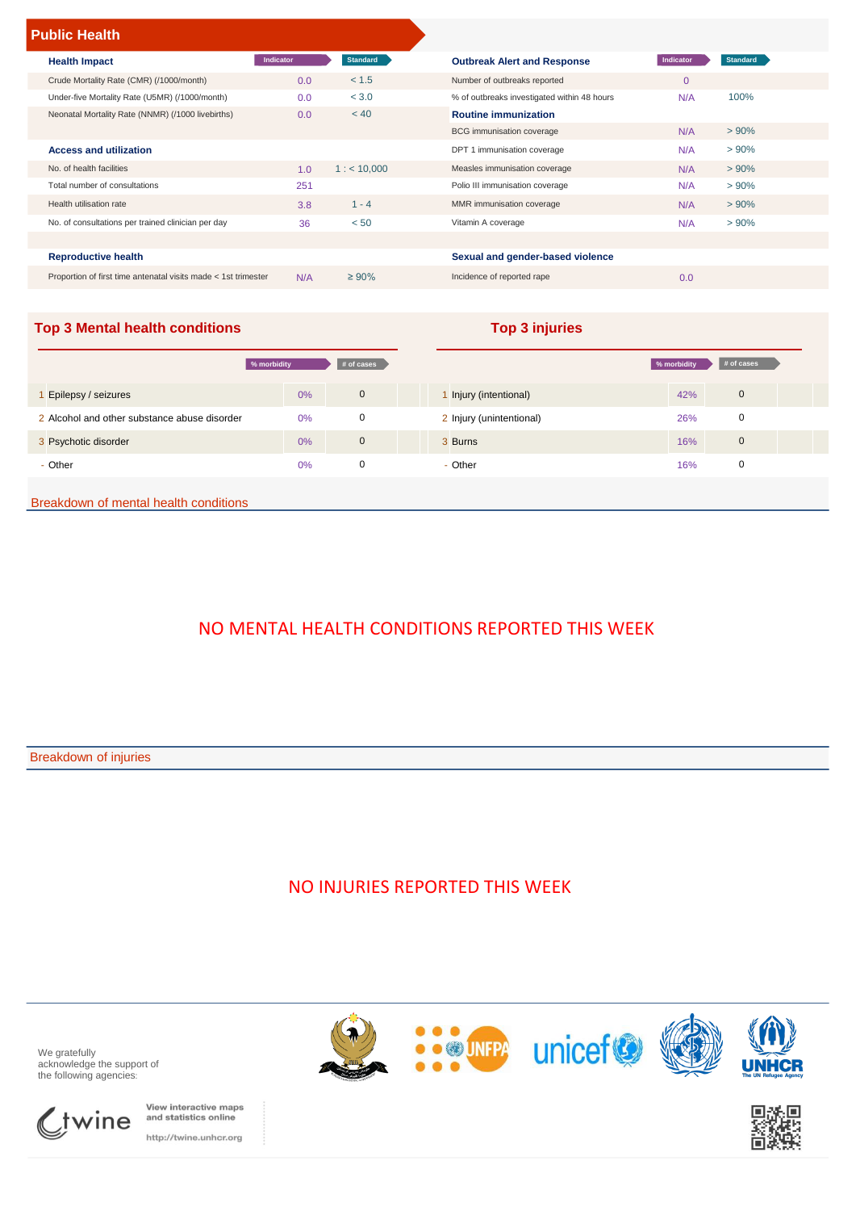## Public Health

| Health Impact | Indicator | Standard |
|---|---|---|
| Crude Mortality Rate (CMR) (/1000/month) | 0.0 | < 1.5 |
| Under-five Mortality Rate (U5MR) (/1000/month) | 0.0 | < 3.0 |
| Neonatal Mortality Rate (NNMR) (/1000 livebirths) | 0.0 | < 40 |
| **Access and utilization** | | |
| No. of health facilities | 1.0 | 1 : < 10,000 |
| Total number of consultations | 251 | |
| Health utilisation rate | 3.8 | 1 - 4 |
| No. of consultations per trained clinician per day | 36 | < 50 |
| **Reproductive health** | | |
| Proportion of first time antenatal visits made < 1st trimester | N/A | ≥ 90% |

| Outbreak Alert and Response | Indicator | Standard |
|---|---|---|
| Number of outbreaks reported | 0 | |
| % of outbreaks investigated within 48 hours | N/A | 100% |
| **Routine immunization** | | |
| BCG immunisation coverage | N/A | > 90% |
| DPT 1 immunisation coverage | N/A | > 90% |
| Measles immunisation coverage | N/A | > 90% |
| Polio III immunisation coverage | N/A | > 90% |
| MMR immunisation coverage | N/A | > 90% |
| Vitamin A coverage | N/A | > 90% |
| **Sexual and gender-based violence** | | |
| Incidence of reported rape | 0.0 | |

### Top 3 Mental health conditions

| | % morbidity | # of cases |
|---|---|---|
| 1 Epilepsy / seizures | 0% | 0 |
| 2 Alcohol and other substance abuse disorder | 0% | 0 |
| 3 Psychotic disorder | 0% | 0 |
| - Other | 0% | 0 |

### Top 3 injuries

| | % morbidity | # of cases |
|---|---|---|
| 1 Injury (intentional) | 42% | 0 |
| 2 Injury (unintentional) | 26% | 0 |
| 3 Burns | 16% | 0 |
| - Other | 16% | 0 |

### Breakdown of mental health conditions

NO MENTAL HEALTH CONDITIONS REPORTED THIS WEEK

### Breakdown of injuries

NO INJURIES REPORTED THIS WEEK

We gratefully acknowledge the support of the following agencies:

View interactive maps and statistics online

http://twine.unhcr.org